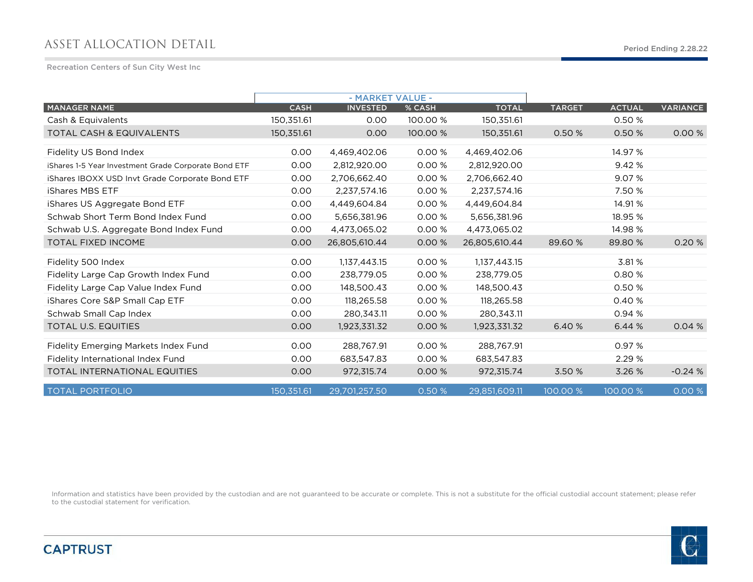# ASSET ALLOCATION DETAIL

Period Ending 2.28.22

Recreation Centers of Sun City West Inc

| | - MARKET VALUE - | | | | | | |
|---|---|---|---|---|---|---|---|
| MANAGER NAME | CASH | INVESTED | % CASH | TOTAL | TARGET | ACTUAL | VARIANCE |
| Cash & Equivalents | 150,351.61 | 0.00 | 100.00 % | 150,351.61 | | 0.50 % | |
| TOTAL CASH & EQUIVALENTS | 150,351.61 | 0.00 | 100.00 % | 150,351.61 | 0.50 % | 0.50 % | 0.00 % |
| Fidelity US Bond Index | 0.00 | 4,469,402.06 | 0.00 % | 4,469,402.06 | | 14.97 % | |
| iShares 1-5 Year Investment Grade Corporate Bond ETF | 0.00 | 2,812,920.00 | 0.00 % | 2,812,920.00 | | 9.42 % | |
| iShares IBOXX USD Invt Grade Corporate Bond ETF | 0.00 | 2,706,662.40 | 0.00 % | 2,706,662.40 | | 9.07 % | |
| iShares MBS ETF | 0.00 | 2,237,574.16 | 0.00 % | 2,237,574.16 | | 7.50 % | |
| iShares US Aggregate Bond ETF | 0.00 | 4,449,604.84 | 0.00 % | 4,449,604.84 | | 14.91 % | |
| Schwab Short Term Bond Index Fund | 0.00 | 5,656,381.96 | 0.00 % | 5,656,381.96 | | 18.95 % | |
| Schwab U.S. Aggregate Bond Index Fund | 0.00 | 4,473,065.02 | 0.00 % | 4,473,065.02 | | 14.98 % | |
| TOTAL FIXED INCOME | 0.00 | 26,805,610.44 | 0.00 % | 26,805,610.44 | 89.60 % | 89.80 % | 0.20 % |
| Fidelity 500 Index | 0.00 | 1,137,443.15 | 0.00 % | 1,137,443.15 | | 3.81 % | |
| Fidelity Large Cap Growth Index Fund | 0.00 | 238,779.05 | 0.00 % | 238,779.05 | | 0.80 % | |
| Fidelity Large Cap Value Index Fund | 0.00 | 148,500.43 | 0.00 % | 148,500.43 | | 0.50 % | |
| iShares Core S&P Small Cap ETF | 0.00 | 118,265.58 | 0.00 % | 118,265.58 | | 0.40 % | |
| Schwab Small Cap Index | 0.00 | 280,343.11 | 0.00 % | 280,343.11 | | 0.94 % | |
| TOTAL U.S. EQUITIES | 0.00 | 1,923,331.32 | 0.00 % | 1,923,331.32 | 6.40 % | 6.44 % | 0.04 % |
| Fidelity Emerging Markets Index Fund | 0.00 | 288,767.91 | 0.00 % | 288,767.91 | | 0.97 % | |
| Fidelity International Index Fund | 0.00 | 683,547.83 | 0.00 % | 683,547.83 | | 2.29 % | |
| TOTAL INTERNATIONAL EQUITIES | 0.00 | 972,315.74 | 0.00 % | 972,315.74 | 3.50 % | 3.26 % | -0.24 % |
| TOTAL PORTFOLIO | 150,351.61 | 29,701,257.50 | 0.50 % | 29,851,609.11 | 100.00 % | 100.00 % | 0.00 % |

Information and statistics have been provided by the custodian and are not guaranteed to be accurate or complete. This is not a substitute for the official custodial account statement; please refer to the custodial statement for verification.

CAPTRUST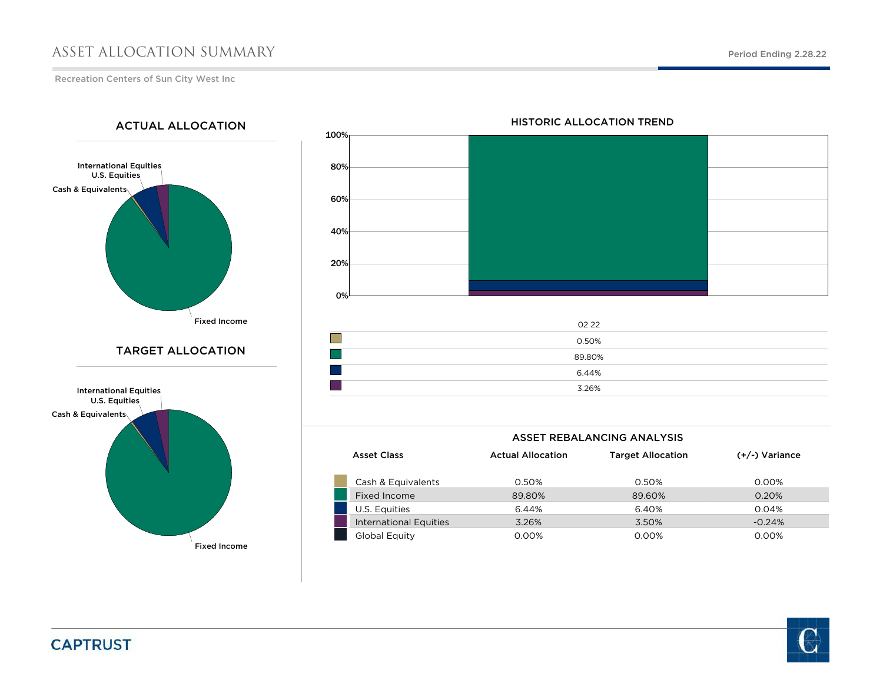# ASSET ALLOCATION SUMMARY

Period Ending 2.28.22

Recreation Centers of Sun City West Inc

## ACTUAL ALLOCATION

International Equities
U.S. Equities
Cash & Equivalents
Fixed Income

## TARGET ALLOCATION

International Equities
U.S. Equities
Cash & Equivalents
Fixed Income

## HISTORIC ALLOCATION TREND

| | 02 22 |
|---|---|
| Cash & Equivalents | 0.50% |
| Fixed Income | 89.80% |
| U.S. Equities | 6.44% |
| International Equities | 3.26% |

## ASSET REBALANCING ANALYSIS

| Asset Class | Actual Allocation | Target Allocation | (+/-) Variance |
|---|---|---|---|
| Cash & Equivalents | 0.50% | 0.50% | 0.00% |
| Fixed Income | 89.80% | 89.60% | 0.20% |
| U.S. Equities | 6.44% | 6.40% | 0.04% |
| International Equities | 3.26% | 3.50% | -0.24% |
| Global Equity | 0.00% | 0.00% | 0.00% |

CAPTRUST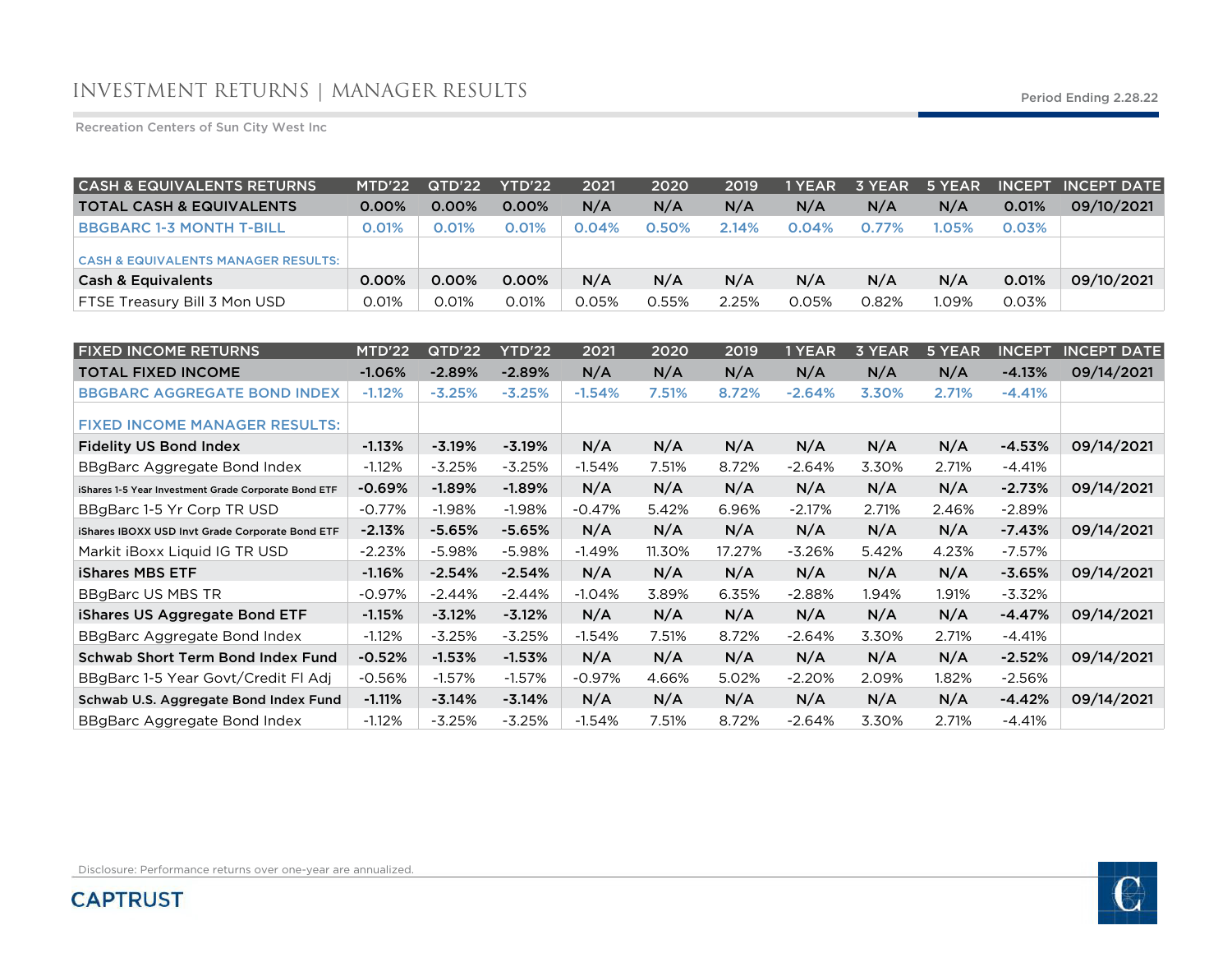# INVESTMENT RETURNS | MANAGER RESULTS

Period Ending 2.28.22

Recreation Centers of Sun City West Inc

| CASH & EQUIVALENTS RETURNS | MTD'22 | QTD'22 | YTD'22 | 2021 | 2020 | 2019 | 1 YEAR | 3 YEAR | 5 YEAR | INCEPT | INCEPT DATE |
|---|---|---|---|---|---|---|---|---|---|---|---|
| **TOTAL CASH & EQUIVALENTS** | **0.00%** | **0.00%** | **0.00%** | **N/A** | **N/A** | **N/A** | **N/A** | **N/A** | **N/A** | **0.01%** | **09/10/2021** |
| BBGBARC 1-3 MONTH T-BILL | 0.01% | 0.01% | 0.01% | 0.04% | 0.50% | 2.14% | 0.04% | 0.77% | 1.05% | 0.03% | |
| CASH & EQUIVALENTS MANAGER RESULTS: | | | | | | | | | | | |
| **Cash & Equivalents** | **0.00%** | **0.00%** | **0.00%** | **N/A** | **N/A** | **N/A** | **N/A** | **N/A** | **N/A** | **0.01%** | **09/10/2021** |
| FTSE Treasury Bill 3 Mon USD | 0.01% | 0.01% | 0.01% | 0.05% | 0.55% | 2.25% | 0.05% | 0.82% | 1.09% | 0.03% | |

| FIXED INCOME RETURNS | MTD'22 | QTD'22 | YTD'22 | 2021 | 2020 | 2019 | 1 YEAR | 3 YEAR | 5 YEAR | INCEPT | INCEPT DATE |
|---|---|---|---|---|---|---|---|---|---|---|---|
| **TOTAL FIXED INCOME** | **-1.06%** | **-2.89%** | **-2.89%** | **N/A** | **N/A** | **N/A** | **N/A** | **N/A** | **N/A** | **-4.13%** | **09/14/2021** |
| BBGBARC AGGREGATE BOND INDEX | -1.12% | -3.25% | -3.25% | -1.54% | 7.51% | 8.72% | -2.64% | 3.30% | 2.71% | -4.41% | |
| FIXED INCOME MANAGER RESULTS: | | | | | | | | | | | |
| **Fidelity US Bond Index** | **-1.13%** | **-3.19%** | **-3.19%** | **N/A** | **N/A** | **N/A** | **N/A** | **N/A** | **N/A** | **-4.53%** | **09/14/2021** |
| BBgBarc Aggregate Bond Index | -1.12% | -3.25% | -3.25% | -1.54% | 7.51% | 8.72% | -2.64% | 3.30% | 2.71% | -4.41% | |
| **iShares 1-5 Year Investment Grade Corporate Bond ETF** | **-0.69%** | **-1.89%** | **-1.89%** | **N/A** | **N/A** | **N/A** | **N/A** | **N/A** | **N/A** | **-2.73%** | **09/14/2021** |
| BBgBarc 1-5 Yr Corp TR USD | -0.77% | -1.98% | -1.98% | -0.47% | 5.42% | 6.96% | -2.17% | 2.71% | 2.46% | -2.89% | |
| **iShares IBOXX USD Invt Grade Corporate Bond ETF** | **-2.13%** | **-5.65%** | **-5.65%** | **N/A** | **N/A** | **N/A** | **N/A** | **N/A** | **N/A** | **-7.43%** | **09/14/2021** |
| Markit iBoxx Liquid IG TR USD | -2.23% | -5.98% | -5.98% | -1.49% | 11.30% | 17.27% | -3.26% | 5.42% | 4.23% | -7.57% | |
| **iShares MBS ETF** | **-1.16%** | **-2.54%** | **-2.54%** | **N/A** | **N/A** | **N/A** | **N/A** | **N/A** | **N/A** | **-3.65%** | **09/14/2021** |
| BBgBarc US MBS TR | -0.97% | -2.44% | -2.44% | -1.04% | 3.89% | 6.35% | -2.88% | 1.94% | 1.91% | -3.32% | |
| **iShares US Aggregate Bond ETF** | **-1.15%** | **-3.12%** | **-3.12%** | **N/A** | **N/A** | **N/A** | **N/A** | **N/A** | **N/A** | **-4.47%** | **09/14/2021** |
| BBgBarc Aggregate Bond Index | -1.12% | -3.25% | -3.25% | -1.54% | 7.51% | 8.72% | -2.64% | 3.30% | 2.71% | -4.41% | |
| **Schwab Short Term Bond Index Fund** | **-0.52%** | **-1.53%** | **-1.53%** | **N/A** | **N/A** | **N/A** | **N/A** | **N/A** | **N/A** | **-2.52%** | **09/14/2021** |
| BBgBarc 1-5 Year Govt/Credit Fl Adj | -0.56% | -1.57% | -1.57% | -0.97% | 4.66% | 5.02% | -2.20% | 2.09% | 1.82% | -2.56% | |
| **Schwab U.S. Aggregate Bond Index Fund** | **-1.11%** | **-3.14%** | **-3.14%** | **N/A** | **N/A** | **N/A** | **N/A** | **N/A** | **N/A** | **-4.42%** | **09/14/2021** |
| BBgBarc Aggregate Bond Index | -1.12% | -3.25% | -3.25% | -1.54% | 7.51% | 8.72% | -2.64% | 3.30% | 2.71% | -4.41% | |

Disclosure: Performance returns over one-year are annualized.

CAPTRUST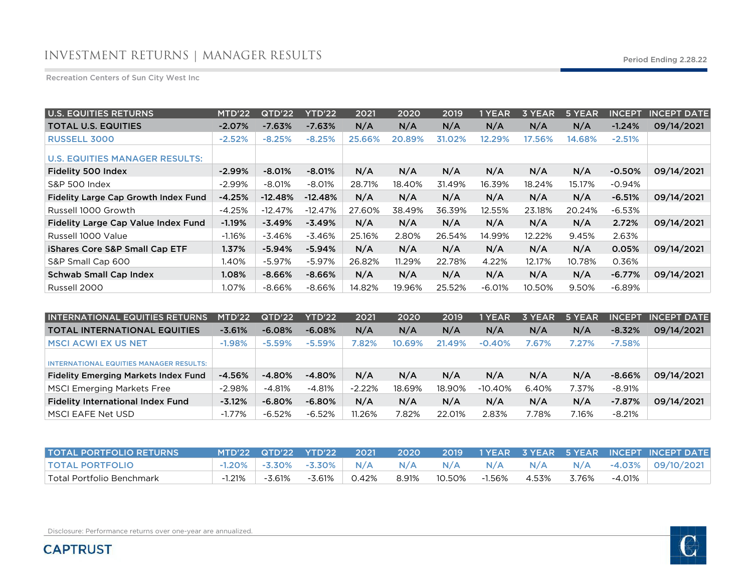# INVESTMENT RETURNS | MANAGER RESULTS

Period Ending 2.28.22

Recreation Centers of Sun City West Inc

| U.S. EQUITIES RETURNS | MTD'22 | QTD'22 | YTD'22 | 2021 | 2020 | 2019 | 1 YEAR | 3 YEAR | 5 YEAR | INCEPT | INCEPT DATE |
|---|---|---|---|---|---|---|---|---|---|---|---|
| **TOTAL U.S. EQUITIES** | **-2.07%** | **-7.63%** | **-7.63%** | **N/A** | **N/A** | **N/A** | **N/A** | **N/A** | **N/A** | **-1.24%** | **09/14/2021** |
| RUSSELL 3000 | -2.52% | -8.25% | -8.25% | 25.66% | 20.89% | 31.02% | 12.29% | 17.56% | 14.68% | -2.51% | |
| U.S. EQUITIES MANAGER RESULTS: | | | | | | | | | | | |
| **Fidelity 500 Index** | **-2.99%** | **-8.01%** | **-8.01%** | **N/A** | **N/A** | **N/A** | **N/A** | **N/A** | **N/A** | **-0.50%** | **09/14/2021** |
| S&P 500 Index | -2.99% | -8.01% | -8.01% | 28.71% | 18.40% | 31.49% | 16.39% | 18.24% | 15.17% | -0.94% | |
| **Fidelity Large Cap Growth Index Fund** | **-4.25%** | **-12.48%** | **-12.48%** | **N/A** | **N/A** | **N/A** | **N/A** | **N/A** | **N/A** | **-6.51%** | **09/14/2021** |
| Russell 1000 Growth | -4.25% | -12.47% | -12.47% | 27.60% | 38.49% | 36.39% | 12.55% | 23.18% | 20.24% | -6.53% | |
| **Fidelity Large Cap Value Index Fund** | **-1.19%** | **-3.49%** | **-3.49%** | **N/A** | **N/A** | **N/A** | **N/A** | **N/A** | **N/A** | **2.72%** | **09/14/2021** |
| Russell 1000 Value | -1.16% | -3.46% | -3.46% | 25.16% | 2.80% | 26.54% | 14.99% | 12.22% | 9.45% | 2.63% | |
| **iShares Core S&P Small Cap ETF** | **1.37%** | **-5.94%** | **-5.94%** | **N/A** | **N/A** | **N/A** | **N/A** | **N/A** | **N/A** | **0.05%** | **09/14/2021** |
| S&P Small Cap 600 | 1.40% | -5.97% | -5.97% | 26.82% | 11.29% | 22.78% | 4.22% | 12.17% | 10.78% | 0.36% | |
| **Schwab Small Cap Index** | **1.08%** | **-8.66%** | **-8.66%** | **N/A** | **N/A** | **N/A** | **N/A** | **N/A** | **N/A** | **-6.77%** | **09/14/2021** |
| Russell 2000 | 1.07% | -8.66% | -8.66% | 14.82% | 19.96% | 25.52% | -6.01% | 10.50% | 9.50% | -6.89% | |

| INTERNATIONAL EQUITIES RETURNS | MTD'22 | QTD'22 | YTD'22 | 2021 | 2020 | 2019 | 1 YEAR | 3 YEAR | 5 YEAR | INCEPT | INCEPT DATE |
|---|---|---|---|---|---|---|---|---|---|---|---|
| **TOTAL INTERNATIONAL EQUITIES** | **-3.61%** | **-6.08%** | **-6.08%** | **N/A** | **N/A** | **N/A** | **N/A** | **N/A** | **N/A** | **-8.32%** | **09/14/2021** |
| MSCI ACWI EX US NET | -1.98% | -5.59% | -5.59% | 7.82% | 10.69% | 21.49% | -0.40% | 7.67% | 7.27% | -7.58% | |
| INTERNATIONAL EQUITIES MANAGER RESULTS: | | | | | | | | | | | |
| **Fidelity Emerging Markets Index Fund** | **-4.56%** | **-4.80%** | **-4.80%** | **N/A** | **N/A** | **N/A** | **N/A** | **N/A** | **N/A** | **-8.66%** | **09/14/2021** |
| MSCI Emerging Markets Free | -2.98% | -4.81% | -4.81% | -2.22% | 18.69% | 18.90% | -10.40% | 6.40% | 7.37% | -8.91% | |
| **Fidelity International Index Fund** | **-3.12%** | **-6.80%** | **-6.80%** | **N/A** | **N/A** | **N/A** | **N/A** | **N/A** | **N/A** | **-7.87%** | **09/14/2021** |
| MSCI EAFE Net USD | -1.77% | -6.52% | -6.52% | 11.26% | 7.82% | 22.01% | 2.83% | 7.78% | 7.16% | -8.21% | |

| TOTAL PORTFOLIO RETURNS | MTD'22 | QTD'22 | YTD'22 | 2021 | 2020 | 2019 | 1 YEAR | 3 YEAR | 5 YEAR | INCEPT | INCEPT DATE |
|---|---|---|---|---|---|---|---|---|---|---|---|
| TOTAL PORTFOLIO | -1.20% | -3.30% | -3.30% | N/A | N/A | N/A | N/A | N/A | N/A | -4.03% | 09/10/2021 |
| Total Portfolio Benchmark | -1.21% | -3.61% | -3.61% | 0.42% | 8.91% | 10.50% | -1.56% | 4.53% | 3.76% | -4.01% | |

Disclosure: Performance returns over one-year are annualized.

CAPTRUST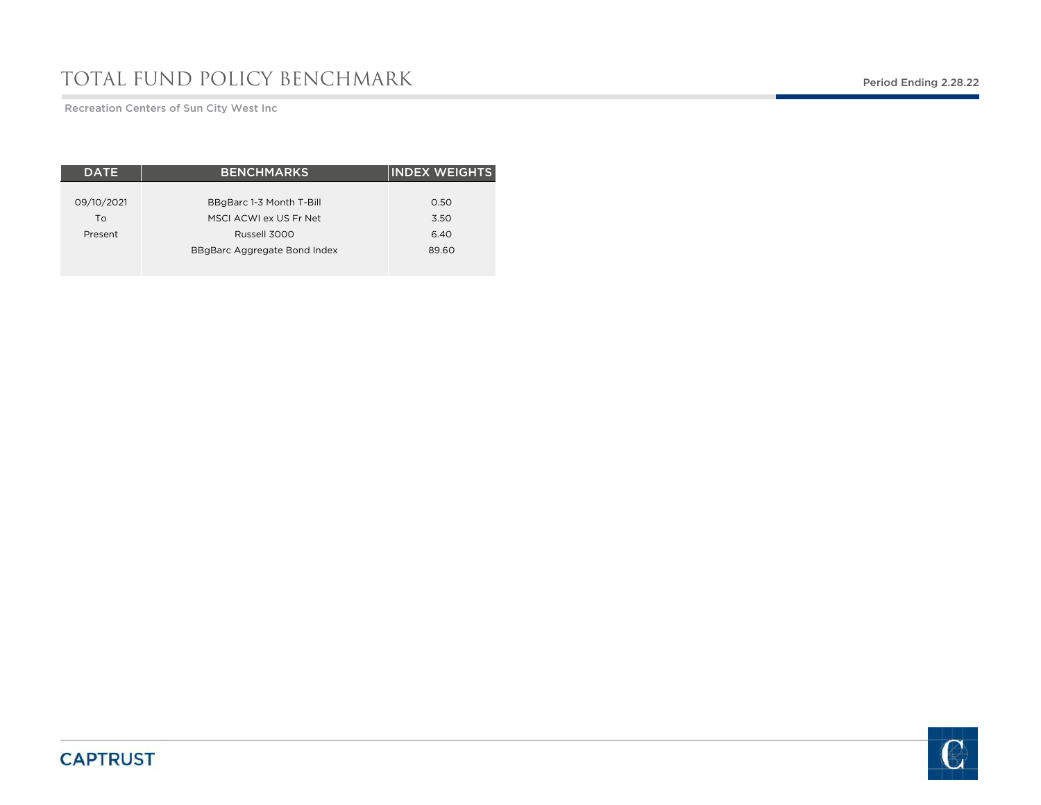# TOTAL FUND POLICY BENCHMARK

Period Ending 2.28.22

Recreation Centers of Sun City West Inc

| DATE | BENCHMARKS | INDEX WEIGHTS |
|---|---|---|
| 09/10/2021 To Present | BBgBarc 1-3 Month T-Bill | 0.50 |
| | MSCI ACWI ex US Fr Net | 3.50 |
| | Russell 3000 | 6.40 |
| | BBgBarc Aggregate Bond Index | 89.60 |

CAPTRUST